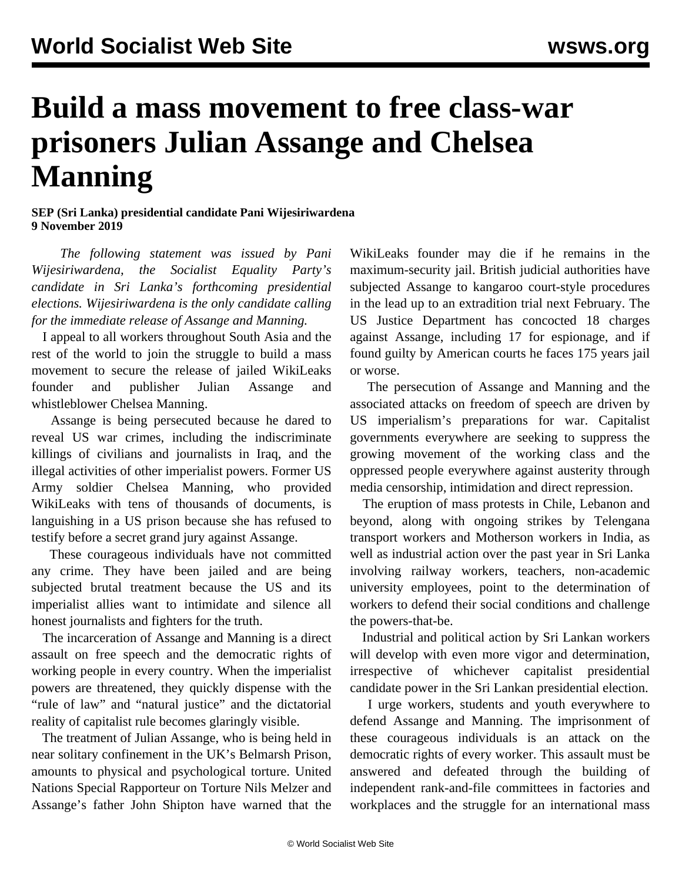# Build a mass movement to free class-war prisoners Julian Assange and Chelsea Manning

**SEP (Sri Lanka) presidential candidate Pani Wijesiriwardena**
**9 November 2019**

*The following statement was issued by Pani Wijesiriwardena, the Socialist Equality Party's candidate in Sri Lanka's forthcoming presidential elections. Wijesiriwardena is the only candidate calling for the immediate release of Assange and Manning.*

I appeal to all workers throughout South Asia and the rest of the world to join the struggle to build a mass movement to secure the release of jailed WikiLeaks founder and publisher Julian Assange and whistleblower Chelsea Manning.

Assange is being persecuted because he dared to reveal US war crimes, including the indiscriminate killings of civilians and journalists in Iraq, and the illegal activities of other imperialist powers. Former US Army soldier Chelsea Manning, who provided WikiLeaks with tens of thousands of documents, is languishing in a US prison because she has refused to testify before a secret grand jury against Assange.

These courageous individuals have not committed any crime. They have been jailed and are being subjected brutal treatment because the US and its imperialist allies want to intimidate and silence all honest journalists and fighters for the truth.

The incarceration of Assange and Manning is a direct assault on free speech and the democratic rights of working people in every country. When the imperialist powers are threatened, they quickly dispense with the "rule of law" and "natural justice" and the dictatorial reality of capitalist rule becomes glaringly visible.

The treatment of Julian Assange, who is being held in near solitary confinement in the UK's Belmarsh Prison, amounts to physical and psychological torture. United Nations Special Rapporteur on Torture Nils Melzer and Assange's father John Shipton have warned that the WikiLeaks founder may die if he remains in the maximum-security jail. British judicial authorities have subjected Assange to kangaroo court-style procedures in the lead up to an extradition trial next February. The US Justice Department has concocted 18 charges against Assange, including 17 for espionage, and if found guilty by American courts he faces 175 years jail or worse.

The persecution of Assange and Manning and the associated attacks on freedom of speech are driven by US imperialism's preparations for war. Capitalist governments everywhere are seeking to suppress the growing movement of the working class and the oppressed people everywhere against austerity through media censorship, intimidation and direct repression.

The eruption of mass protests in Chile, Lebanon and beyond, along with ongoing strikes by Telengana transport workers and Motherson workers in India, as well as industrial action over the past year in Sri Lanka involving railway workers, teachers, non-academic university employees, point to the determination of workers to defend their social conditions and challenge the powers-that-be.

Industrial and political action by Sri Lankan workers will develop with even more vigor and determination, irrespective of whichever capitalist presidential candidate power in the Sri Lankan presidential election.

I urge workers, students and youth everywhere to defend Assange and Manning. The imprisonment of these courageous individuals is an attack on the democratic rights of every worker. This assault must be answered and defeated through the building of independent rank-and-file committees in factories and workplaces and the struggle for an international mass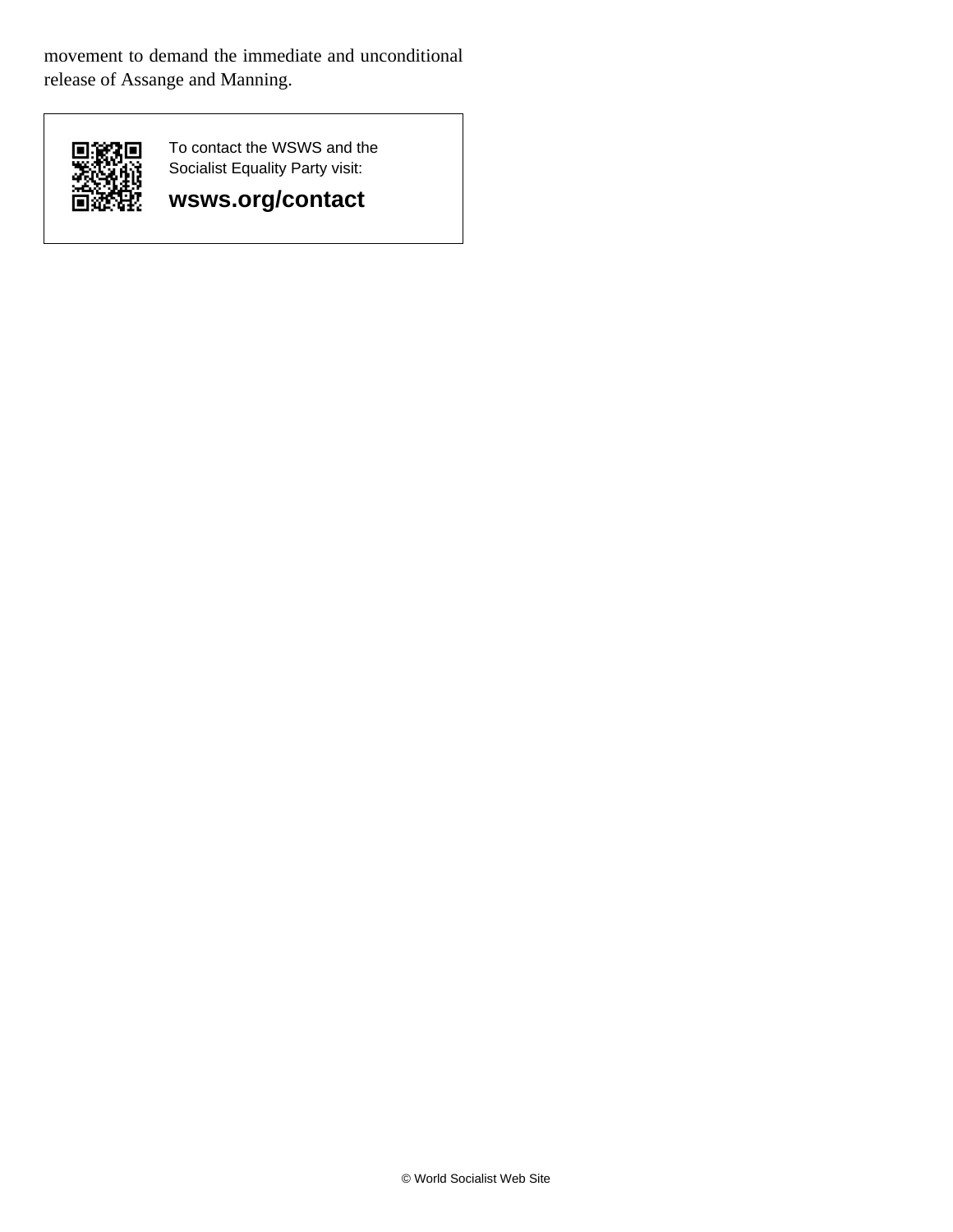movement to demand the immediate and unconditional release of Assange and Manning.

To contact the WSWS and the Socialist Equality Party visit:

**wsws.org/contact**